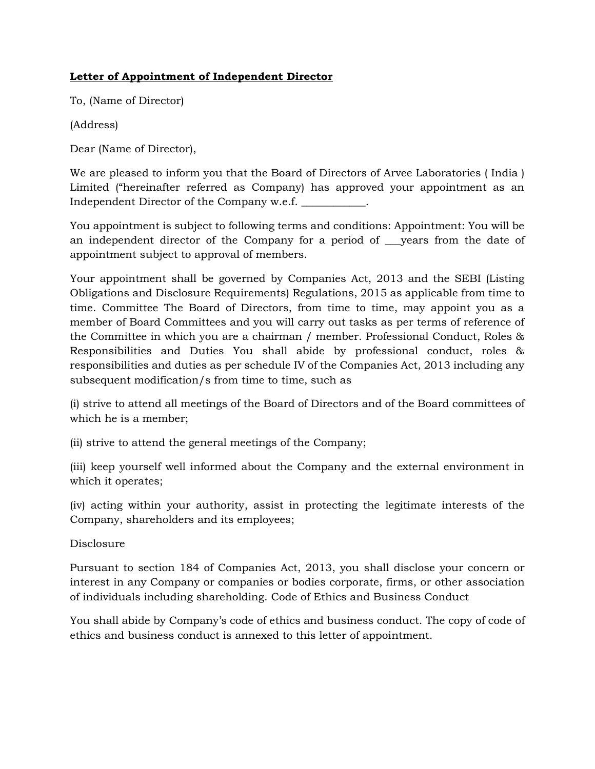**Letter of Appointment of Independent Director**

To, (Name of Director)

(Address)

Dear (Name of Director),

We are pleased to inform you that the Board of Directors of Arvee Laboratories ( India ) Limited ("hereinafter referred as Company) has approved your appointment as an Independent Director of the Company w.e.f. ___________.

You appointment is subject to following terms and conditions: Appointment: You will be an independent director of the Company for a period of ___years from the date of appointment subject to approval of members.

Your appointment shall be governed by Companies Act, 2013 and the SEBI (Listing Obligations and Disclosure Requirements) Regulations, 2015 as applicable from time to time. Committee The Board of Directors, from time to time, may appoint you as a member of Board Committees and you will carry out tasks as per terms of reference of the Committee in which you are a chairman / member. Professional Conduct, Roles & Responsibilities and Duties You shall abide by professional conduct, roles & responsibilities and duties as per schedule IV of the Companies Act, 2013 including any subsequent modification/s from time to time, such as

(i) strive to attend all meetings of the Board of Directors and of the Board committees of which he is a member;

(ii) strive to attend the general meetings of the Company;

(iii) keep yourself well informed about the Company and the external environment in which it operates;

(iv) acting within your authority, assist in protecting the legitimate interests of the Company, shareholders and its employees;

Disclosure

Pursuant to section 184 of Companies Act, 2013, you shall disclose your concern or interest in any Company or companies or bodies corporate, firms, or other association of individuals including shareholding. Code of Ethics and Business Conduct

You shall abide by Company's code of ethics and business conduct. The copy of code of ethics and business conduct is annexed to this letter of appointment.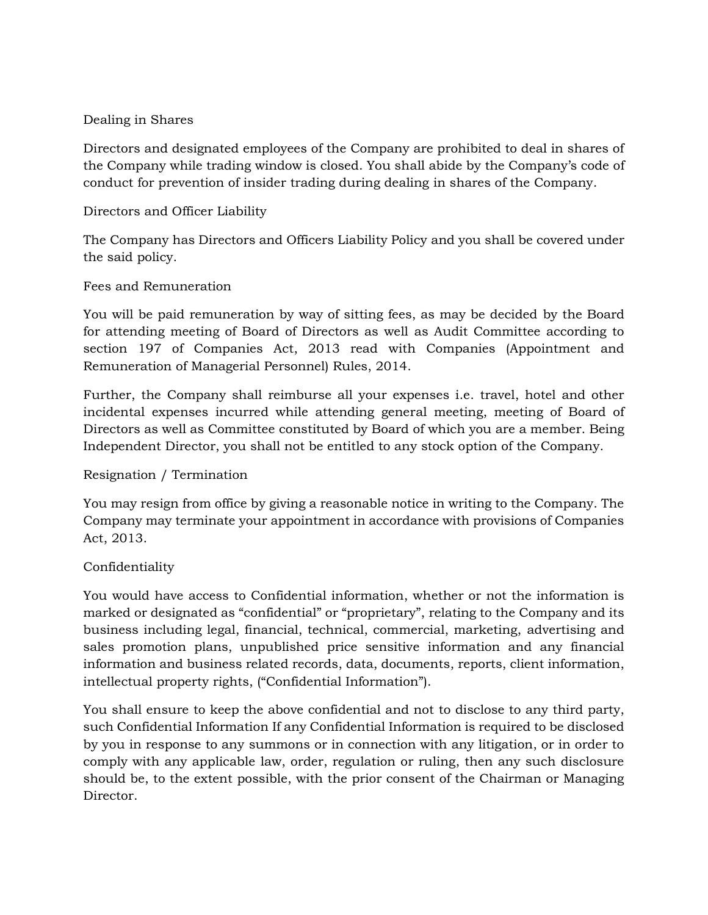## Dealing in Shares

Directors and designated employees of the Company are prohibited to deal in shares of the Company while trading window is closed. You shall abide by the Company's code of conduct for prevention of insider trading during dealing in shares of the Company.

## Directors and Officer Liability

The Company has Directors and Officers Liability Policy and you shall be covered under the said policy.

## Fees and Remuneration

You will be paid remuneration by way of sitting fees, as may be decided by the Board for attending meeting of Board of Directors as well as Audit Committee according to section 197 of Companies Act, 2013 read with Companies (Appointment and Remuneration of Managerial Personnel) Rules, 2014.

Further, the Company shall reimburse all your expenses i.e. travel, hotel and other incidental expenses incurred while attending general meeting, meeting of Board of Directors as well as Committee constituted by Board of which you are a member. Being Independent Director, you shall not be entitled to any stock option of the Company.

## Resignation / Termination

You may resign from office by giving a reasonable notice in writing to the Company. The Company may terminate your appointment in accordance with provisions of Companies Act, 2013.

## Confidentiality

You would have access to Confidential information, whether or not the information is marked or designated as "confidential" or "proprietary", relating to the Company and its business including legal, financial, technical, commercial, marketing, advertising and sales promotion plans, unpublished price sensitive information and any financial information and business related records, data, documents, reports, client information, intellectual property rights, ("Confidential Information").

You shall ensure to keep the above confidential and not to disclose to any third party, such Confidential Information If any Confidential Information is required to be disclosed by you in response to any summons or in connection with any litigation, or in order to comply with any applicable law, order, regulation or ruling, then any such disclosure should be, to the extent possible, with the prior consent of the Chairman or Managing Director.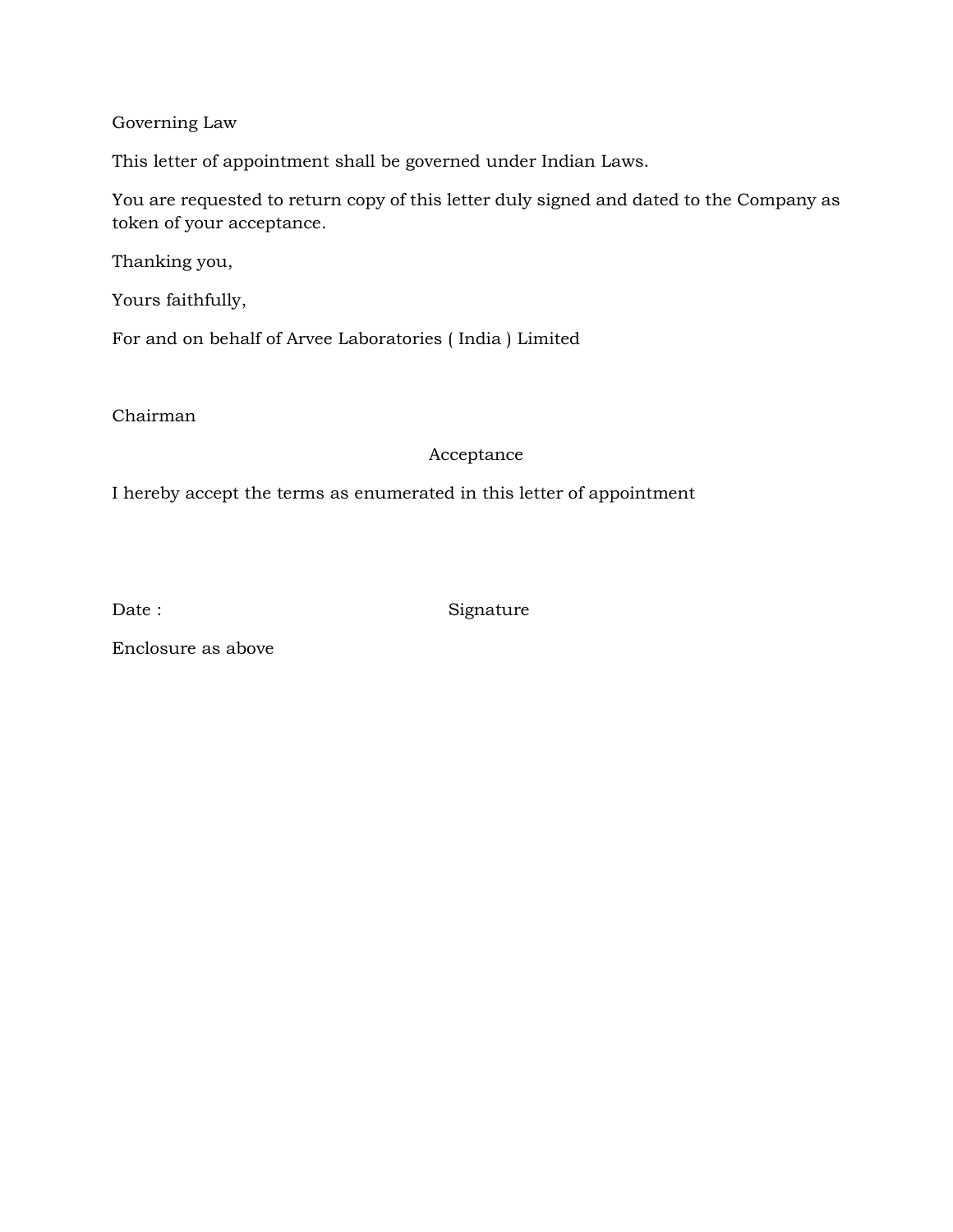## Governing Law

This letter of appointment shall be governed under Indian Laws.

You are requested to return copy of this letter duly signed and dated to the Company as token of your acceptance.

Thanking you,

Yours faithfully,

For and on behalf of Arvee Laboratories ( India ) Limited

Chairman

## Acceptance

I hereby accept the terms as enumerated in this letter of appointment

Date : Signature

Enclosure as above